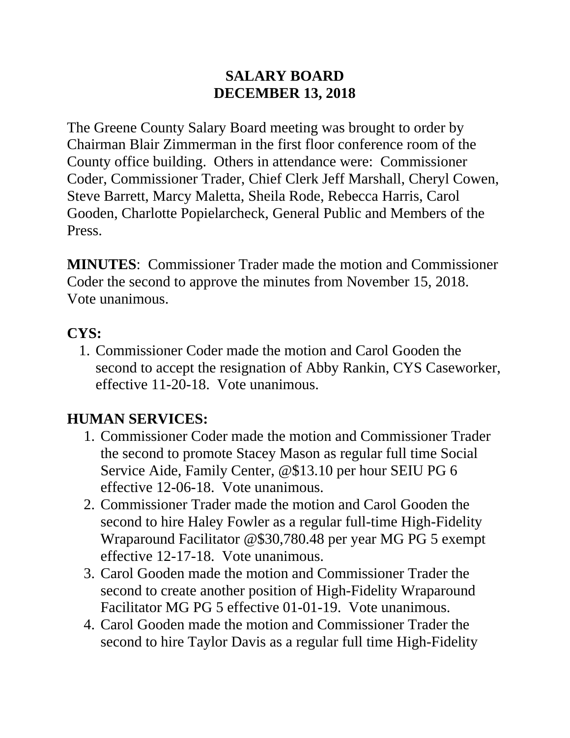# SALARY BOARD
# DECEMBER 13, 2018

The Greene County Salary Board meeting was brought to order by Chairman Blair Zimmerman in the first floor conference room of the County office building. Others in attendance were: Commissioner Coder, Commissioner Trader, Chief Clerk Jeff Marshall, Cheryl Cowen, Steve Barrett, Marcy Maletta, Sheila Rode, Rebecca Harris, Carol Gooden, Charlotte Popielarcheck, General Public and Members of the Press.

**MINUTES**: Commissioner Trader made the motion and Commissioner Coder the second to approve the minutes from November 15, 2018. Vote unanimous.

**CYS:**

1. Commissioner Coder made the motion and Carol Gooden the second to accept the resignation of Abby Rankin, CYS Caseworker, effective 11-20-18. Vote unanimous.

**HUMAN SERVICES:**

1. Commissioner Coder made the motion and Commissioner Trader the second to promote Stacey Mason as regular full time Social Service Aide, Family Center, @$13.10 per hour SEIU PG 6 effective 12-06-18. Vote unanimous.
2. Commissioner Trader made the motion and Carol Gooden the second to hire Haley Fowler as a regular full-time High-Fidelity Wraparound Facilitator @$30,780.48 per year MG PG 5 exempt effective 12-17-18. Vote unanimous.
3. Carol Gooden made the motion and Commissioner Trader the second to create another position of High-Fidelity Wraparound Facilitator MG PG 5 effective 01-01-19. Vote unanimous.
4. Carol Gooden made the motion and Commissioner Trader the second to hire Taylor Davis as a regular full time High-Fidelity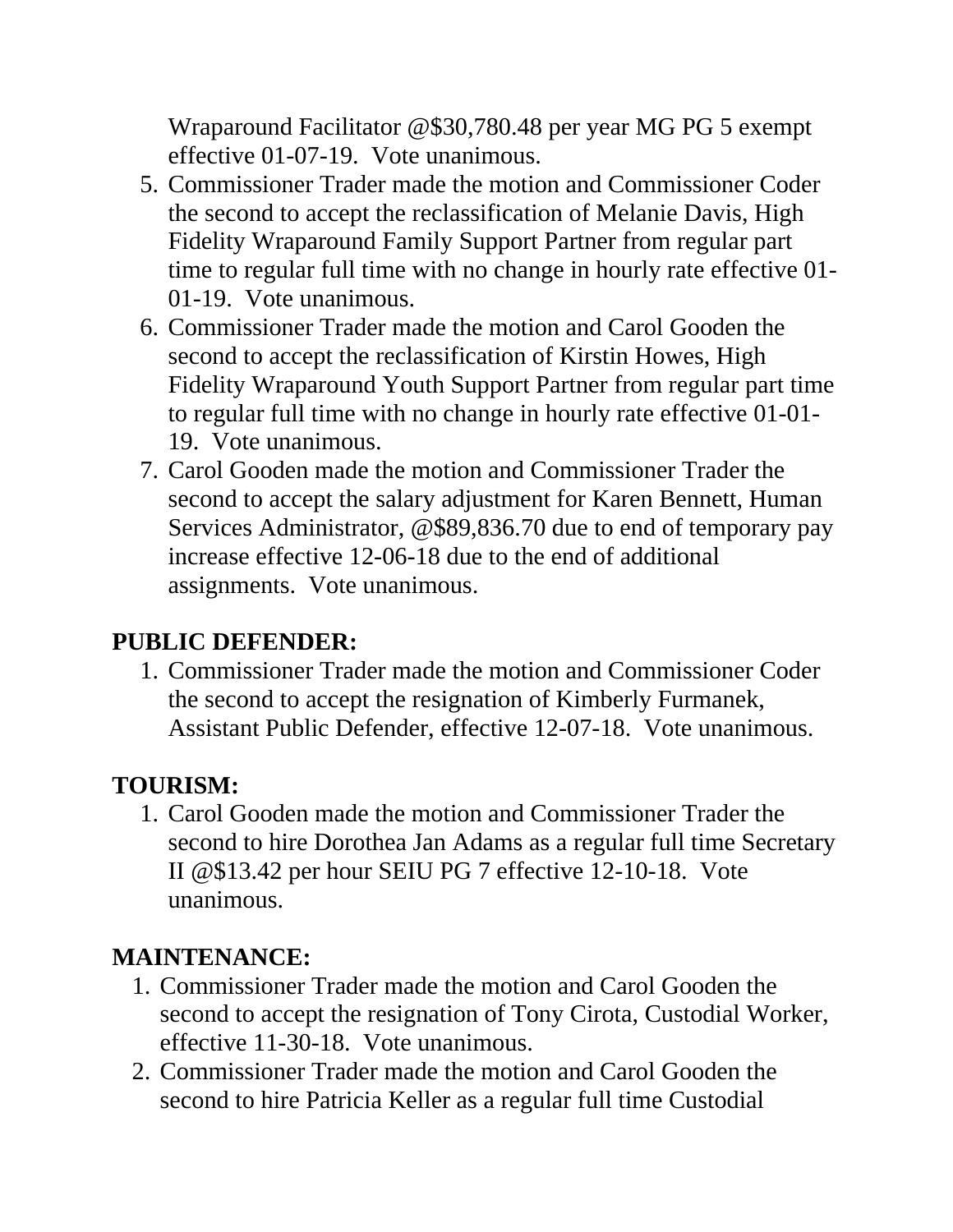Wraparound Facilitator @$30,780.48 per year MG PG 5 exempt effective 01-07-19. Vote unanimous.

5. Commissioner Trader made the motion and Commissioner Coder the second to accept the reclassification of Melanie Davis, High Fidelity Wraparound Family Support Partner from regular part time to regular full time with no change in hourly rate effective 01-01-19. Vote unanimous.
6. Commissioner Trader made the motion and Carol Gooden the second to accept the reclassification of Kirstin Howes, High Fidelity Wraparound Youth Support Partner from regular part time to regular full time with no change in hourly rate effective 01-01-19. Vote unanimous.
7. Carol Gooden made the motion and Commissioner Trader the second to accept the salary adjustment for Karen Bennett, Human Services Administrator, @$89,836.70 due to end of temporary pay increase effective 12-06-18 due to the end of additional assignments. Vote unanimous.

**PUBLIC DEFENDER:**

1. Commissioner Trader made the motion and Commissioner Coder the second to accept the resignation of Kimberly Furmanek, Assistant Public Defender, effective 12-07-18. Vote unanimous.

**TOURISM:**

1. Carol Gooden made the motion and Commissioner Trader the second to hire Dorothea Jan Adams as a regular full time Secretary II @$13.42 per hour SEIU PG 7 effective 12-10-18. Vote unanimous.

**MAINTENANCE:**

1. Commissioner Trader made the motion and Carol Gooden the second to accept the resignation of Tony Cirota, Custodial Worker, effective 11-30-18. Vote unanimous.
2. Commissioner Trader made the motion and Carol Gooden the second to hire Patricia Keller as a regular full time Custodial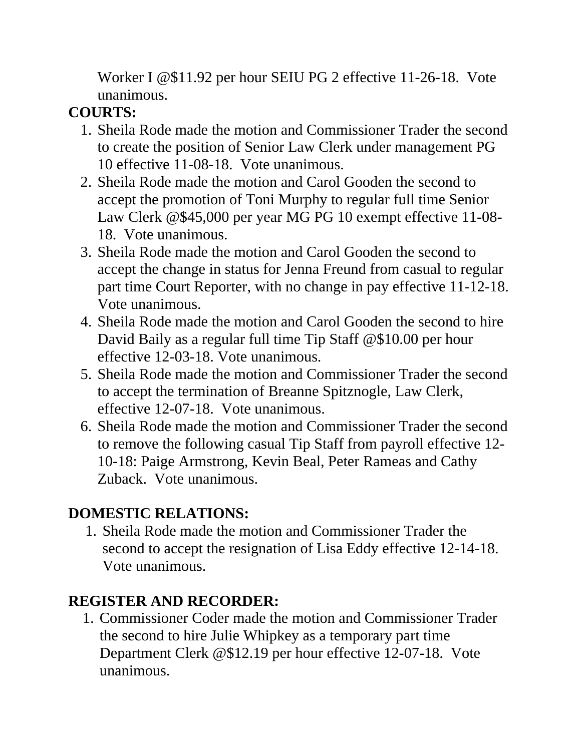Worker I @$11.92 per hour SEIU PG 2 effective 11-26-18. Vote unanimous.

**COURTS:**

1. Sheila Rode made the motion and Commissioner Trader the second to create the position of Senior Law Clerk under management PG 10 effective 11-08-18. Vote unanimous.
2. Sheila Rode made the motion and Carol Gooden the second to accept the promotion of Toni Murphy to regular full time Senior Law Clerk @$45,000 per year MG PG 10 exempt effective 11-08-18. Vote unanimous.
3. Sheila Rode made the motion and Carol Gooden the second to accept the change in status for Jenna Freund from casual to regular part time Court Reporter, with no change in pay effective 11-12-18. Vote unanimous.
4. Sheila Rode made the motion and Carol Gooden the second to hire David Baily as a regular full time Tip Staff @$10.00 per hour effective 12-03-18. Vote unanimous.
5. Sheila Rode made the motion and Commissioner Trader the second to accept the termination of Breanne Spitznogle, Law Clerk, effective 12-07-18. Vote unanimous.
6. Sheila Rode made the motion and Commissioner Trader the second to remove the following casual Tip Staff from payroll effective 12-10-18: Paige Armstrong, Kevin Beal, Peter Rameas and Cathy Zuback. Vote unanimous.

**DOMESTIC RELATIONS:**

1. Sheila Rode made the motion and Commissioner Trader the second to accept the resignation of Lisa Eddy effective 12-14-18. Vote unanimous.

**REGISTER AND RECORDER:**

1. Commissioner Coder made the motion and Commissioner Trader the second to hire Julie Whipkey as a temporary part time Department Clerk @$12.19 per hour effective 12-07-18. Vote unanimous.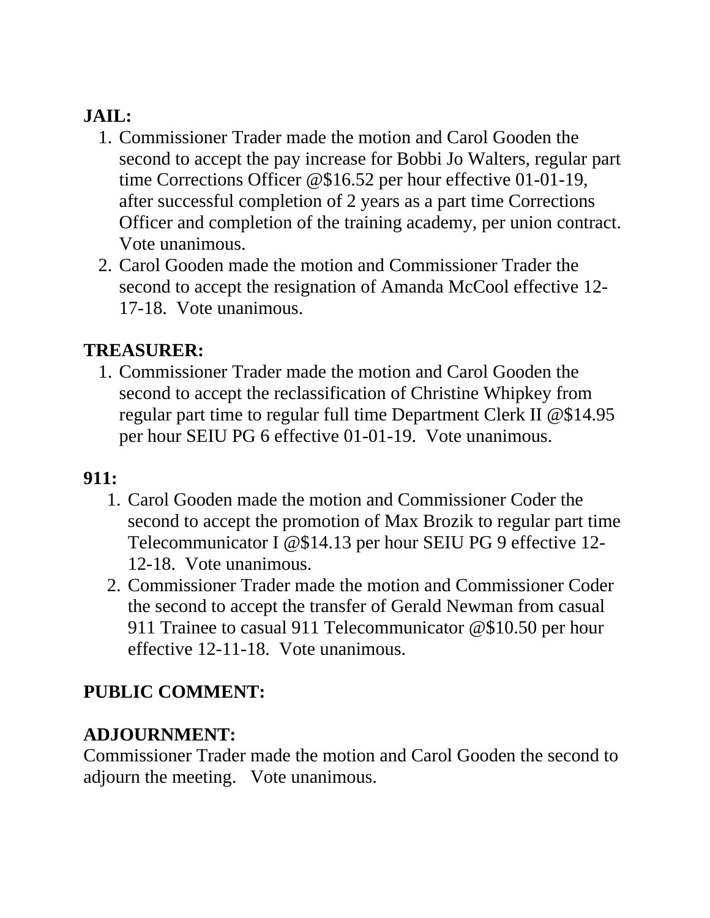**JAIL:**

1. Commissioner Trader made the motion and Carol Gooden the second to accept the pay increase for Bobbi Jo Walters, regular part time Corrections Officer @$16.52 per hour effective 01-01-19, after successful completion of 2 years as a part time Corrections Officer and completion of the training academy, per union contract. Vote unanimous.
2. Carol Gooden made the motion and Commissioner Trader the second to accept the resignation of Amanda McCool effective 12-17-18. Vote unanimous.

**TREASURER:**

1. Commissioner Trader made the motion and Carol Gooden the second to accept the reclassification of Christine Whipkey from regular part time to regular full time Department Clerk II @$14.95 per hour SEIU PG 6 effective 01-01-19. Vote unanimous.

**911:**

1. Carol Gooden made the motion and Commissioner Coder the second to accept the promotion of Max Brozik to regular part time Telecommunicator I @$14.13 per hour SEIU PG 9 effective 12-12-18. Vote unanimous.
2. Commissioner Trader made the motion and Commissioner Coder the second to accept the transfer of Gerald Newman from casual 911 Trainee to casual 911 Telecommunicator @$10.50 per hour effective 12-11-18. Vote unanimous.

**PUBLIC COMMENT:**

**ADJOURNMENT:**

Commissioner Trader made the motion and Carol Gooden the second to adjourn the meeting. Vote unanimous.